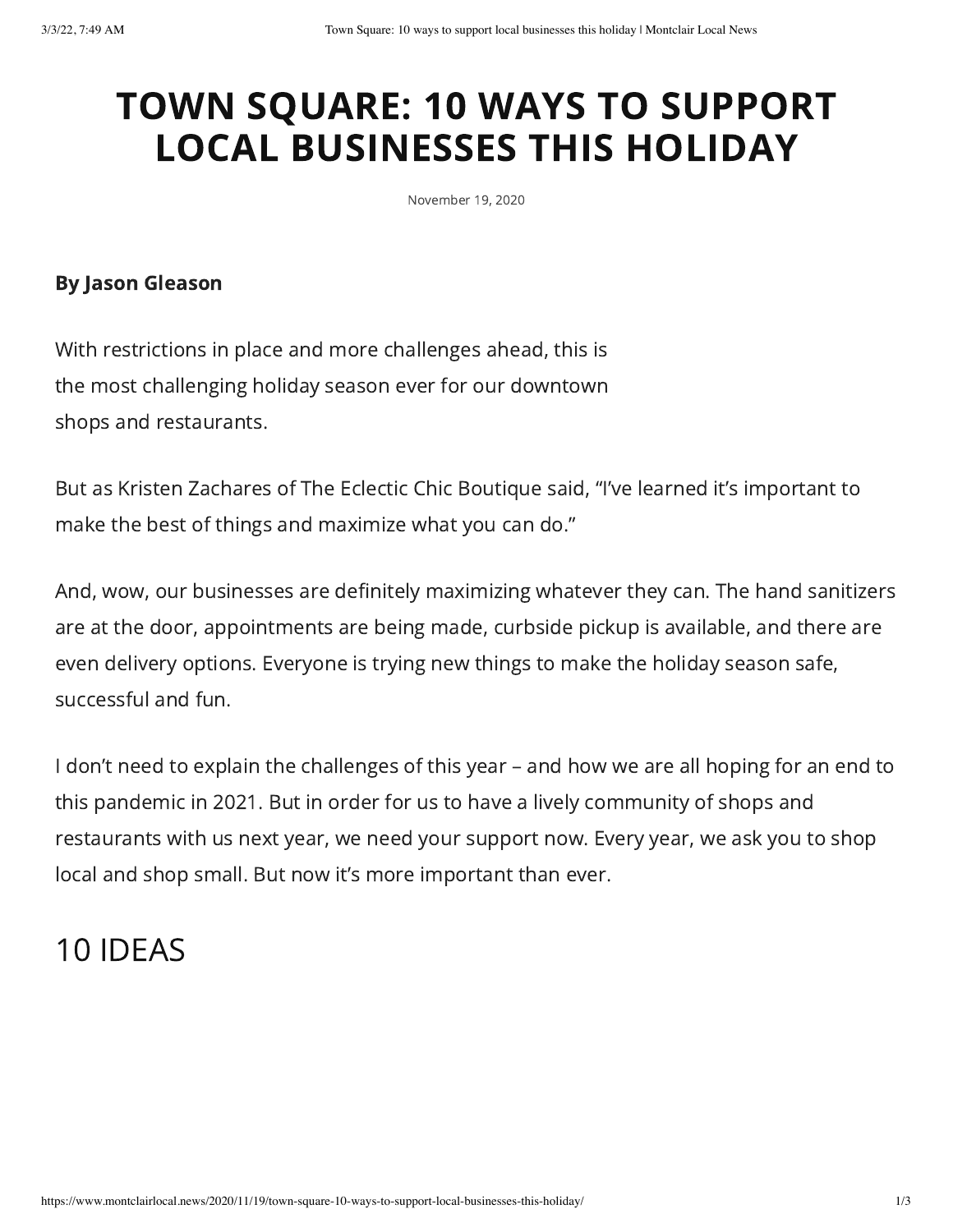# TOWN SQUARE: 10 WAYS TO SUPPORT LOCAL BUSINESSES THIS HOLIDAY

November 19, 2020

**By Jason Gleason**

With restrictions in place and more challenges ahead, this is the most challenging holiday season ever for our downtown shops and restaurants.

But as Kristen Zachares of The Eclectic Chic Boutique said, "I've learned it's important to make the best of things and maximize what you can do."

And, wow, our businesses are definitely maximizing whatever they can. The hand sanitizers are at the door, appointments are being made, curbside pickup is available, and there are even delivery options. Everyone is trying new things to make the holiday season safe, successful and fun.

I don't need to explain the challenges of this year – and how we are all hoping for an end to this pandemic in 2021. But in order for us to have a lively community of shops and restaurants with us next year, we need your support now. Every year, we ask you to shop local and shop small. But now it's more important than ever.

## 10 IDEAS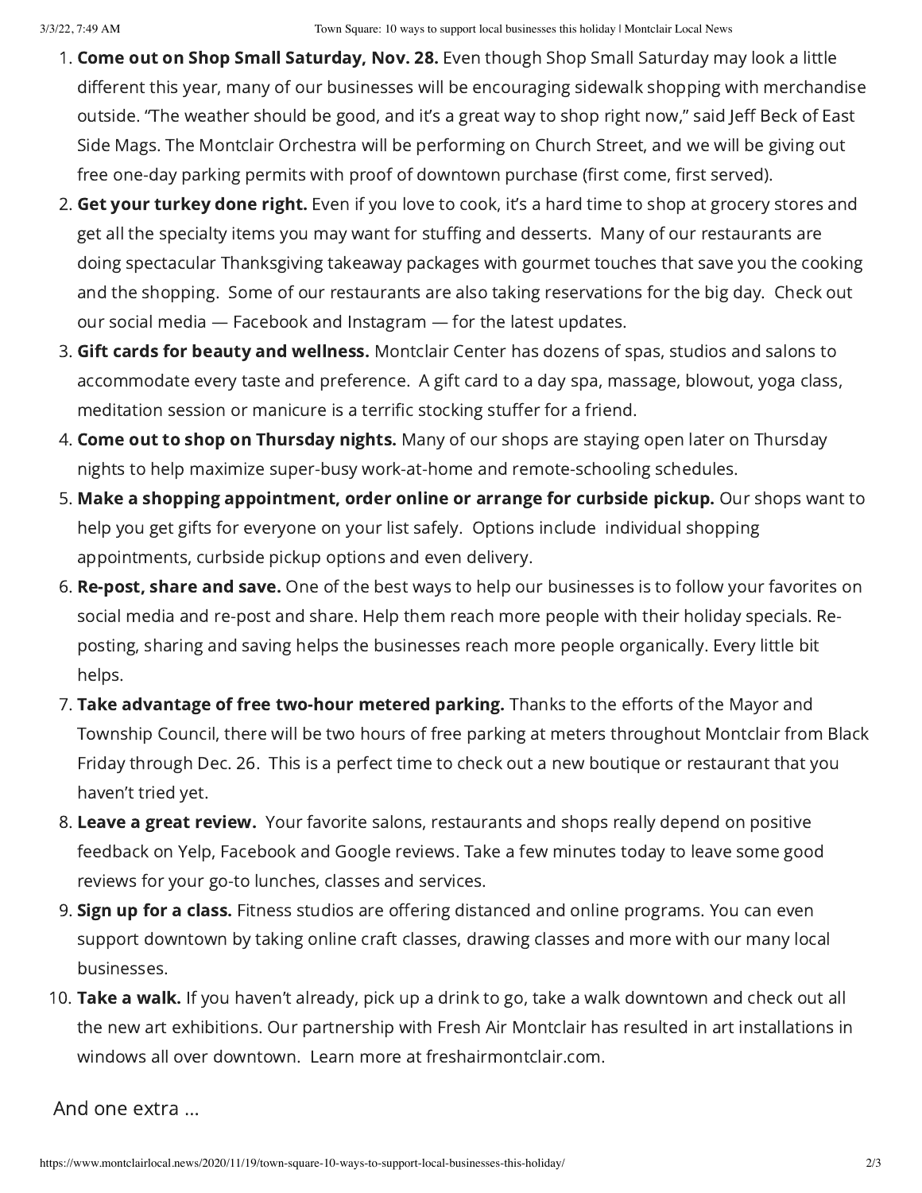1. **Come out on Shop Small Saturday, Nov. 28.** Even though Shop Small Saturday may look a little different this year, many of our businesses will be encouraging sidewalk shopping with merchandise outside. "The weather should be good, and it's a great way to shop right now," said Jeff Beck of East Side Mags. The Montclair Orchestra will be performing on Church Street, and we will be giving out free one-day parking permits with proof of downtown purchase (first come, first served).
2. **Get your turkey done right.** Even if you love to cook, it's a hard time to shop at grocery stores and get all the specialty items you may want for stuffing and desserts. Many of our restaurants are doing spectacular Thanksgiving takeaway packages with gourmet touches that save you the cooking and the shopping. Some of our restaurants are also taking reservations for the big day. Check out our social media — Facebook and Instagram — for the latest updates.
3. **Gift cards for beauty and wellness.** Montclair Center has dozens of spas, studios and salons to accommodate every taste and preference. A gift card to a day spa, massage, blowout, yoga class, meditation session or manicure is a terrific stocking stuffer for a friend.
4. **Come out to shop on Thursday nights.** Many of our shops are staying open later on Thursday nights to help maximize super-busy work-at-home and remote-schooling schedules.
5. **Make a shopping appointment, order online or arrange for curbside pickup.** Our shops want to help you get gifts for everyone on your list safely. Options include individual shopping appointments, curbside pickup options and even delivery.
6. **Re-post, share and save.** One of the best ways to help our businesses is to follow your favorites on social media and re-post and share. Help them reach more people with their holiday specials. Re-posting, sharing and saving helps the businesses reach more people organically. Every little bit helps.
7. **Take advantage of free two-hour metered parking.** Thanks to the efforts of the Mayor and Township Council, there will be two hours of free parking at meters throughout Montclair from Black Friday through Dec. 26. This is a perfect time to check out a new boutique or restaurant that you haven't tried yet.
8. **Leave a great review.** Your favorite salons, restaurants and shops really depend on positive feedback on Yelp, Facebook and Google reviews. Take a few minutes today to leave some good reviews for your go-to lunches, classes and services.
9. **Sign up for a class.** Fitness studios are offering distanced and online programs. You can even support downtown by taking online craft classes, drawing classes and more with our many local businesses.
10. **Take a walk.** If you haven't already, pick up a drink to go, take a walk downtown and check out all the new art exhibitions. Our partnership with Fresh Air Montclair has resulted in art installations in windows all over downtown. Learn more at freshairmontclair.com.

And one extra …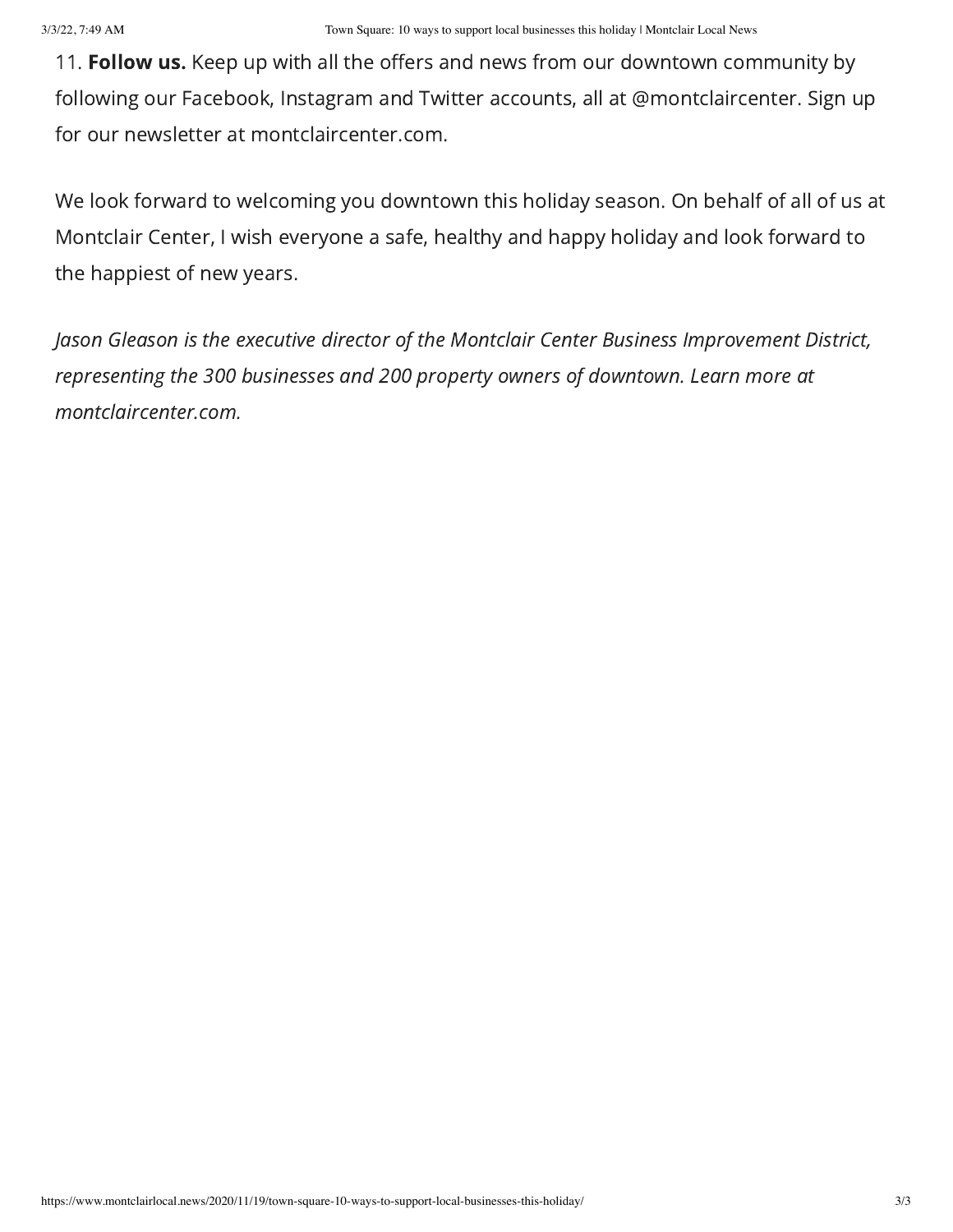11. **Follow us.** Keep up with all the offers and news from our downtown community by following our Facebook, Instagram and Twitter accounts, all at @montclaircenter. Sign up for our newsletter at montclaircenter.com.

We look forward to welcoming you downtown this holiday season. On behalf of all of us at Montclair Center, I wish everyone a safe, healthy and happy holiday and look forward to the happiest of new years.

*Jason Gleason is the executive director of the Montclair Center Business Improvement District, representing the 300 businesses and 200 property owners of downtown. Learn more at montclaircenter.com.*